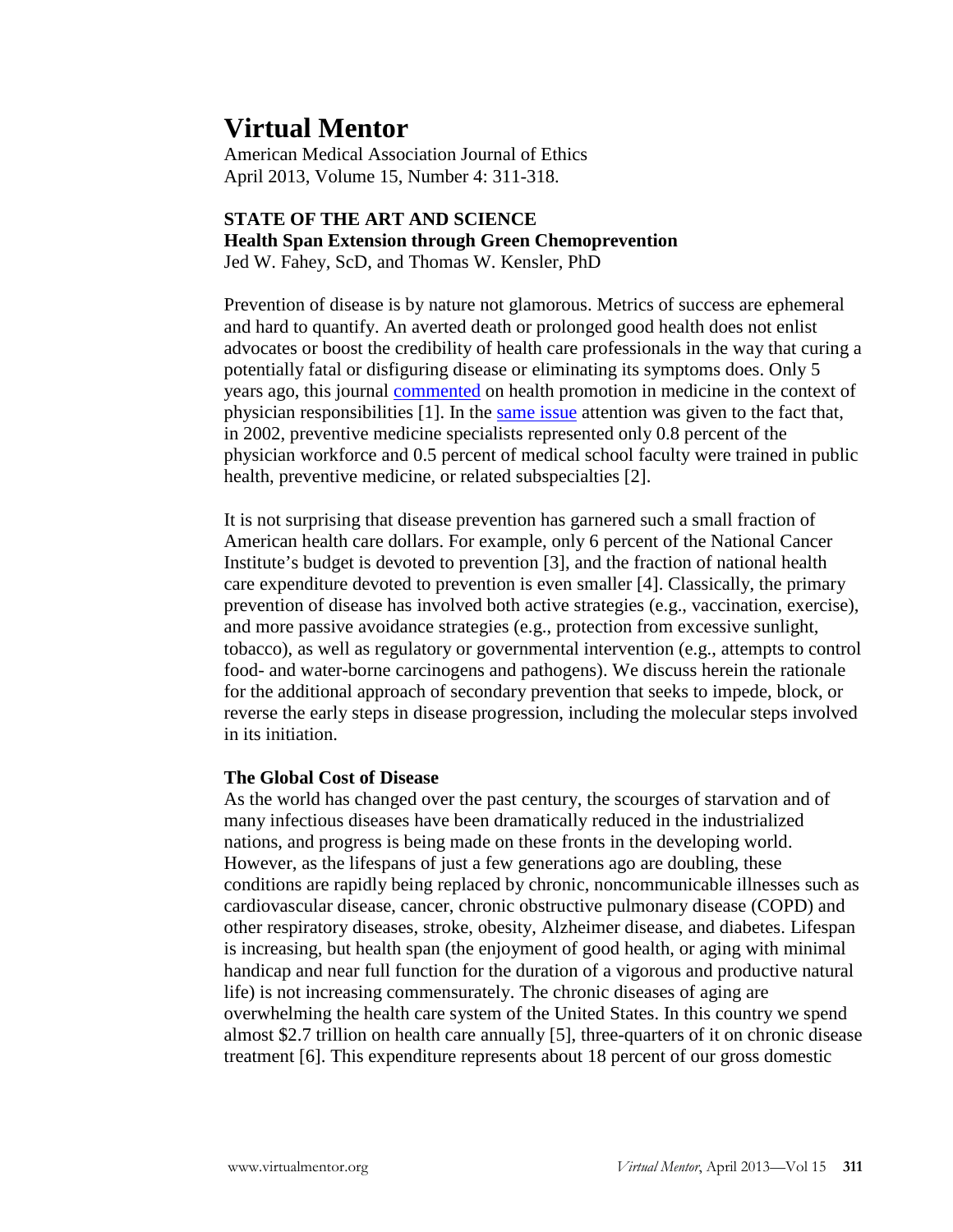# Virtual Mentor

American Medical Association Journal of Ethics
April 2013, Volume 15, Number 4: 311-318.

**STATE OF THE ART AND SCIENCE**

**Health Span Extension through Green Chemoprevention**

Jed W. Fahey, ScD, and Thomas W. Kensler, PhD

Prevention of disease is by nature not glamorous. Metrics of success are ephemeral and hard to quantify. An averted death or prolonged good health does not enlist advocates or boost the credibility of health care professionals in the way that curing a potentially fatal or disfiguring disease or eliminating its symptoms does. Only 5 years ago, this journal commented on health promotion in medicine in the context of physician responsibilities [1]. In the same issue attention was given to the fact that, in 2002, preventive medicine specialists represented only 0.8 percent of the physician workforce and 0.5 percent of medical school faculty were trained in public health, preventive medicine, or related subspecialties [2].

It is not surprising that disease prevention has garnered such a small fraction of American health care dollars. For example, only 6 percent of the National Cancer Institute's budget is devoted to prevention [3], and the fraction of national health care expenditure devoted to prevention is even smaller [4]. Classically, the primary prevention of disease has involved both active strategies (e.g., vaccination, exercise), and more passive avoidance strategies (e.g., protection from excessive sunlight, tobacco), as well as regulatory or governmental intervention (e.g., attempts to control food- and water-borne carcinogens and pathogens). We discuss herein the rationale for the additional approach of secondary prevention that seeks to impede, block, or reverse the early steps in disease progression, including the molecular steps involved in its initiation.

**The Global Cost of Disease**

As the world has changed over the past century, the scourges of starvation and of many infectious diseases have been dramatically reduced in the industrialized nations, and progress is being made on these fronts in the developing world. However, as the lifespans of just a few generations ago are doubling, these conditions are rapidly being replaced by chronic, noncommunicable illnesses such as cardiovascular disease, cancer, chronic obstructive pulmonary disease (COPD) and other respiratory diseases, stroke, obesity, Alzheimer disease, and diabetes. Lifespan is increasing, but health span (the enjoyment of good health, or aging with minimal handicap and near full function for the duration of a vigorous and productive natural life) is not increasing commensurately. The chronic diseases of aging are overwhelming the health care system of the United States. In this country we spend almost $2.7 trillion on health care annually [5], three-quarters of it on chronic disease treatment [6]. This expenditure represents about 18 percent of our gross domestic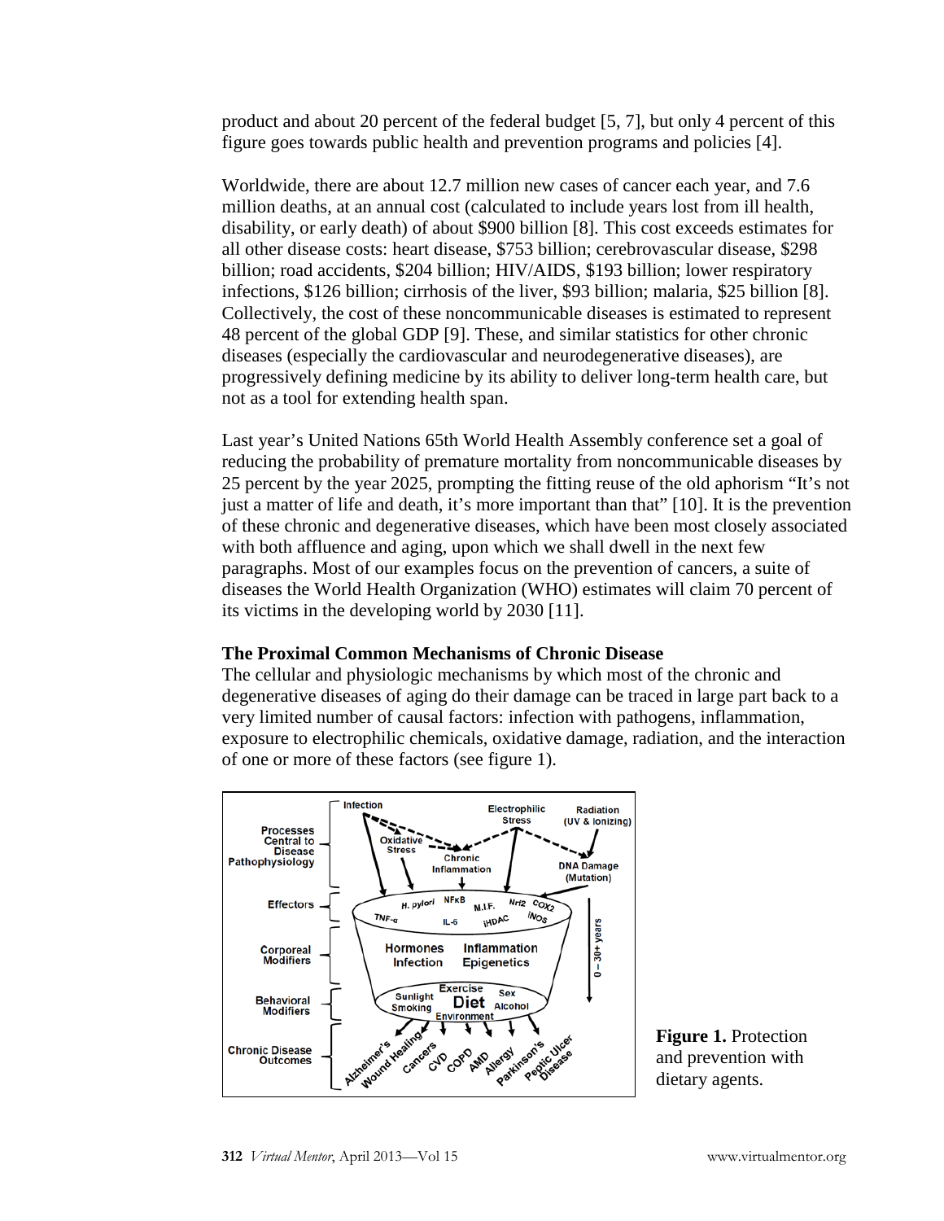product and about 20 percent of the federal budget [5, 7], but only 4 percent of this figure goes towards public health and prevention programs and policies [4].

Worldwide, there are about 12.7 million new cases of cancer each year, and 7.6 million deaths, at an annual cost (calculated to include years lost from ill health, disability, or early death) of about $900 billion [8]. This cost exceeds estimates for all other disease costs: heart disease, $753 billion; cerebrovascular disease, $298 billion; road accidents, $204 billion; HIV/AIDS, $193 billion; lower respiratory infections, $126 billion; cirrhosis of the liver, $93 billion; malaria, $25 billion [8]. Collectively, the cost of these noncommunicable diseases is estimated to represent 48 percent of the global GDP [9]. These, and similar statistics for other chronic diseases (especially the cardiovascular and neurodegenerative diseases), are progressively defining medicine by its ability to deliver long-term health care, but not as a tool for extending health span.

Last year's United Nations 65th World Health Assembly conference set a goal of reducing the probability of premature mortality from noncommunicable diseases by 25 percent by the year 2025, prompting the fitting reuse of the old aphorism "It's not just a matter of life and death, it's more important than that" [10]. It is the prevention of these chronic and degenerative diseases, which have been most closely associated with both affluence and aging, upon which we shall dwell in the next few paragraphs. Most of our examples focus on the prevention of cancers, a suite of diseases the World Health Organization (WHO) estimates will claim 70 percent of its victims in the developing world by 2030 [11].

### The Proximal Common Mechanisms of Chronic Disease

The cellular and physiologic mechanisms by which most of the chronic and degenerative diseases of aging do their damage can be traced in large part back to a very limited number of causal factors: infection with pathogens, inflammation, exposure to electrophilic chemicals, oxidative damage, radiation, and the interaction of one or more of these factors (see figure 1).

**Figure 1.** Protection and prevention with dietary agents.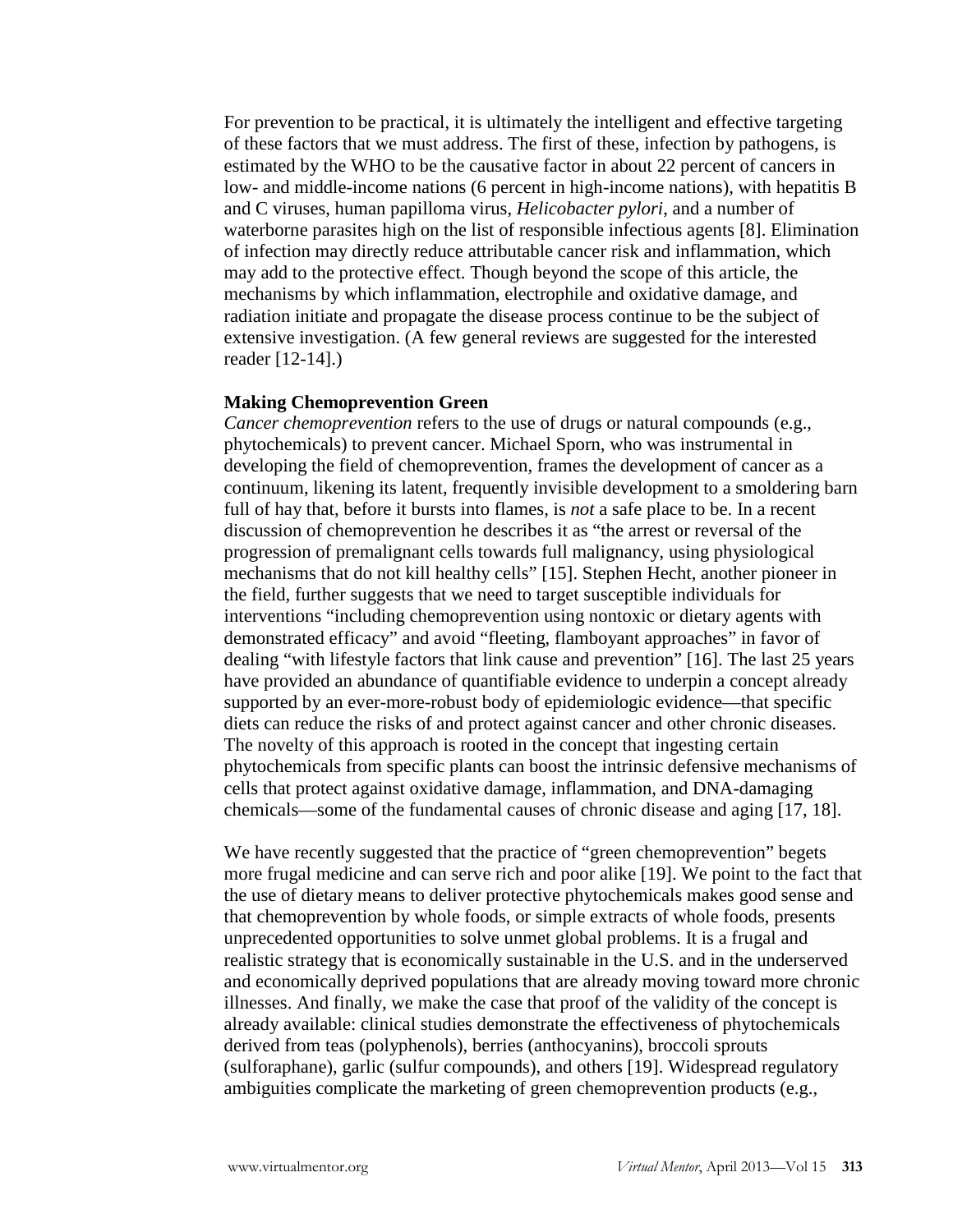For prevention to be practical, it is ultimately the intelligent and effective targeting of these factors that we must address. The first of these, infection by pathogens, is estimated by the WHO to be the causative factor in about 22 percent of cancers in low- and middle-income nations (6 percent in high-income nations), with hepatitis B and C viruses, human papilloma virus, *Helicobacter pylori*, and a number of waterborne parasites high on the list of responsible infectious agents [8]. Elimination of infection may directly reduce attributable cancer risk and inflammation, which may add to the protective effect. Though beyond the scope of this article, the mechanisms by which inflammation, electrophile and oxidative damage, and radiation initiate and propagate the disease process continue to be the subject of extensive investigation. (A few general reviews are suggested for the interested reader [12-14].)

**Making Chemoprevention Green**

*Cancer chemoprevention* refers to the use of drugs or natural compounds (e.g., phytochemicals) to prevent cancer. Michael Sporn, who was instrumental in developing the field of chemoprevention, frames the development of cancer as a continuum, likening its latent, frequently invisible development to a smoldering barn full of hay that, before it bursts into flames, is *not* a safe place to be. In a recent discussion of chemoprevention he describes it as "the arrest or reversal of the progression of premalignant cells towards full malignancy, using physiological mechanisms that do not kill healthy cells" [15]. Stephen Hecht, another pioneer in the field, further suggests that we need to target susceptible individuals for interventions "including chemoprevention using nontoxic or dietary agents with demonstrated efficacy" and avoid "fleeting, flamboyant approaches" in favor of dealing "with lifestyle factors that link cause and prevention" [16]. The last 25 years have provided an abundance of quantifiable evidence to underpin a concept already supported by an ever-more-robust body of epidemiologic evidence—that specific diets can reduce the risks of and protect against cancer and other chronic diseases. The novelty of this approach is rooted in the concept that ingesting certain phytochemicals from specific plants can boost the intrinsic defensive mechanisms of cells that protect against oxidative damage, inflammation, and DNA-damaging chemicals—some of the fundamental causes of chronic disease and aging [17, 18].

We have recently suggested that the practice of "green chemoprevention" begets more frugal medicine and can serve rich and poor alike [19]. We point to the fact that the use of dietary means to deliver protective phytochemicals makes good sense and that chemoprevention by whole foods, or simple extracts of whole foods, presents unprecedented opportunities to solve unmet global problems. It is a frugal and realistic strategy that is economically sustainable in the U.S. and in the underserved and economically deprived populations that are already moving toward more chronic illnesses. And finally, we make the case that proof of the validity of the concept is already available: clinical studies demonstrate the effectiveness of phytochemicals derived from teas (polyphenols), berries (anthocyanins), broccoli sprouts (sulforaphane), garlic (sulfur compounds), and others [19]. Widespread regulatory ambiguities complicate the marketing of green chemoprevention products (e.g.,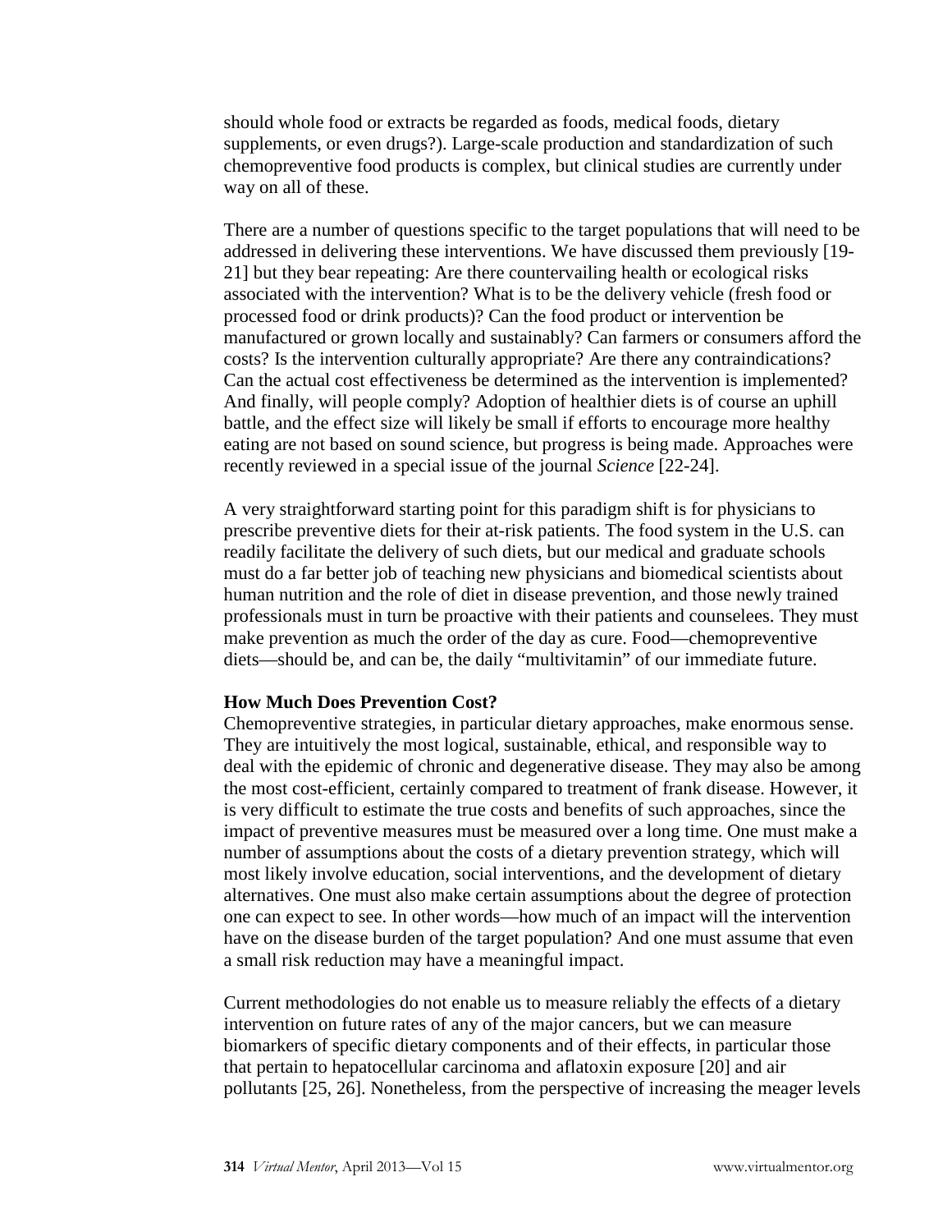should whole food or extracts be regarded as foods, medical foods, dietary supplements, or even drugs?). Large-scale production and standardization of such chemopreventive food products is complex, but clinical studies are currently under way on all of these.

There are a number of questions specific to the target populations that will need to be addressed in delivering these interventions. We have discussed them previously [19-21] but they bear repeating: Are there countervailing health or ecological risks associated with the intervention? What is to be the delivery vehicle (fresh food or processed food or drink products)? Can the food product or intervention be manufactured or grown locally and sustainably? Can farmers or consumers afford the costs? Is the intervention culturally appropriate? Are there any contraindications? Can the actual cost effectiveness be determined as the intervention is implemented? And finally, will people comply? Adoption of healthier diets is of course an uphill battle, and the effect size will likely be small if efforts to encourage more healthy eating are not based on sound science, but progress is being made. Approaches were recently reviewed in a special issue of the journal *Science* [22-24].

A very straightforward starting point for this paradigm shift is for physicians to prescribe preventive diets for their at-risk patients. The food system in the U.S. can readily facilitate the delivery of such diets, but our medical and graduate schools must do a far better job of teaching new physicians and biomedical scientists about human nutrition and the role of diet in disease prevention, and those newly trained professionals must in turn be proactive with their patients and counselees. They must make prevention as much the order of the day as cure. Food—chemopreventive diets—should be, and can be, the daily “multivitamin” of our immediate future.

**How Much Does Prevention Cost?**

Chemopreventive strategies, in particular dietary approaches, make enormous sense. They are intuitively the most logical, sustainable, ethical, and responsible way to deal with the epidemic of chronic and degenerative disease. They may also be among the most cost-efficient, certainly compared to treatment of frank disease. However, it is very difficult to estimate the true costs and benefits of such approaches, since the impact of preventive measures must be measured over a long time. One must make a number of assumptions about the costs of a dietary prevention strategy, which will most likely involve education, social interventions, and the development of dietary alternatives. One must also make certain assumptions about the degree of protection one can expect to see. In other words—how much of an impact will the intervention have on the disease burden of the target population? And one must assume that even a small risk reduction may have a meaningful impact.

Current methodologies do not enable us to measure reliably the effects of a dietary intervention on future rates of any of the major cancers, but we can measure biomarkers of specific dietary components and of their effects, in particular those that pertain to hepatocellular carcinoma and aflatoxin exposure [20] and air pollutants [25, 26]. Nonetheless, from the perspective of increasing the meager levels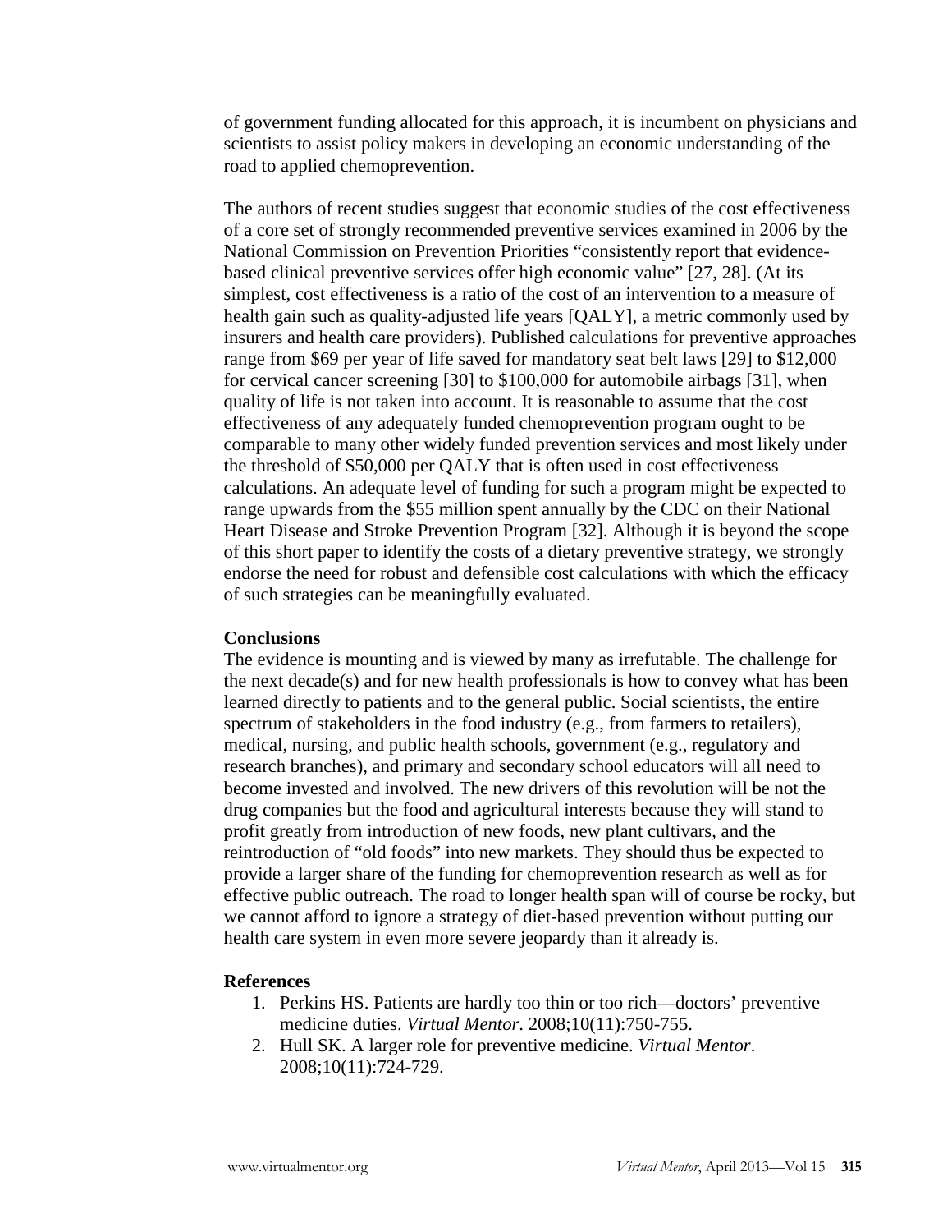of government funding allocated for this approach, it is incumbent on physicians and scientists to assist policy makers in developing an economic understanding of the road to applied chemoprevention.

The authors of recent studies suggest that economic studies of the cost effectiveness of a core set of strongly recommended preventive services examined in 2006 by the National Commission on Prevention Priorities "consistently report that evidence-based clinical preventive services offer high economic value" [27, 28]. (At its simplest, cost effectiveness is a ratio of the cost of an intervention to a measure of health gain such as quality-adjusted life years [QALY], a metric commonly used by insurers and health care providers). Published calculations for preventive approaches range from $69 per year of life saved for mandatory seat belt laws [29] to $12,000 for cervical cancer screening [30] to $100,000 for automobile airbags [31], when quality of life is not taken into account. It is reasonable to assume that the cost effectiveness of any adequately funded chemoprevention program ought to be comparable to many other widely funded prevention services and most likely under the threshold of $50,000 per QALY that is often used in cost effectiveness calculations. An adequate level of funding for such a program might be expected to range upwards from the $55 million spent annually by the CDC on their National Heart Disease and Stroke Prevention Program [32]. Although it is beyond the scope of this short paper to identify the costs of a dietary preventive strategy, we strongly endorse the need for robust and defensible cost calculations with which the efficacy of such strategies can be meaningfully evaluated.

**Conclusions**

The evidence is mounting and is viewed by many as irrefutable. The challenge for the next decade(s) and for new health professionals is how to convey what has been learned directly to patients and to the general public. Social scientists, the entire spectrum of stakeholders in the food industry (e.g., from farmers to retailers), medical, nursing, and public health schools, government (e.g., regulatory and research branches), and primary and secondary school educators will all need to become invested and involved. The new drivers of this revolution will be not the drug companies but the food and agricultural interests because they will stand to profit greatly from introduction of new foods, new plant cultivars, and the reintroduction of "old foods" into new markets. They should thus be expected to provide a larger share of the funding for chemoprevention research as well as for effective public outreach. The road to longer health span will of course be rocky, but we cannot afford to ignore a strategy of diet-based prevention without putting our health care system in even more severe jeopardy than it already is.

**References**

1. Perkins HS. Patients are hardly too thin or too rich—doctors' preventive medicine duties. *Virtual Mentor*. 2008;10(11):750-755.
2. Hull SK. A larger role for preventive medicine. *Virtual Mentor*. 2008;10(11):724-729.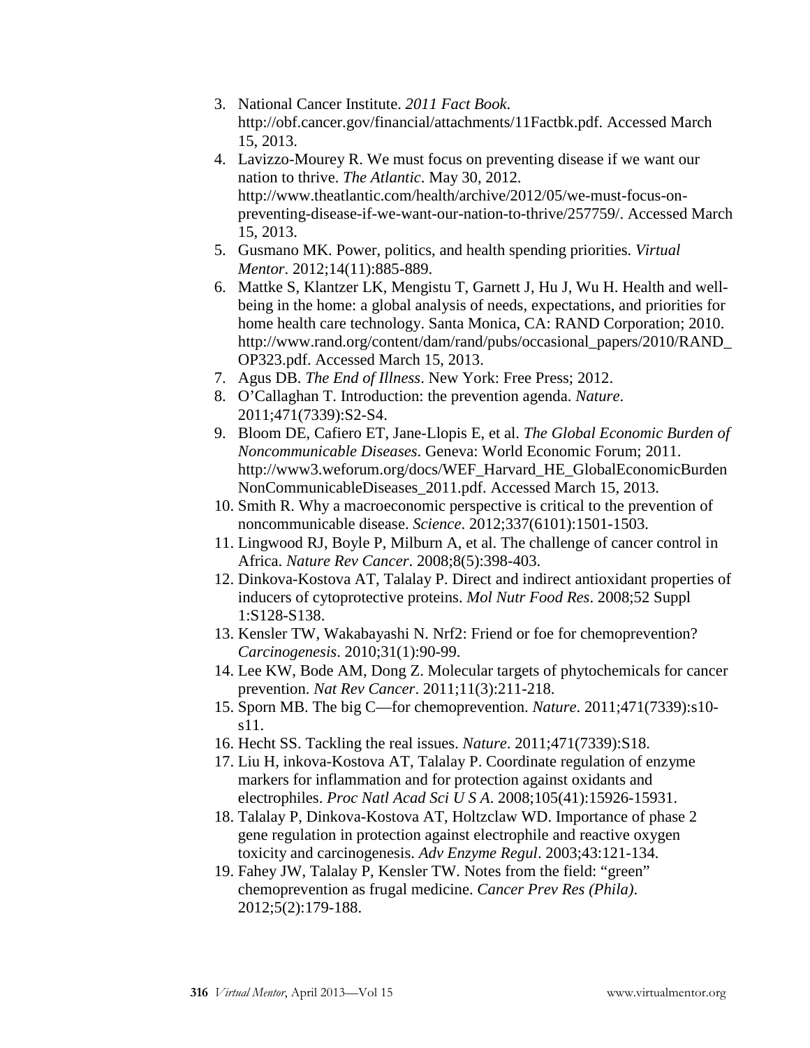3. National Cancer Institute. *2011 Fact Book*. http://obf.cancer.gov/financial/attachments/11Factbk.pdf. Accessed March 15, 2013.
4. Lavizzo-Mourey R. We must focus on preventing disease if we want our nation to thrive. *The Atlantic*. May 30, 2012. http://www.theatlantic.com/health/archive/2012/05/we-must-focus-on-preventing-disease-if-we-want-our-nation-to-thrive/257759/. Accessed March 15, 2013.
5. Gusmano MK. Power, politics, and health spending priorities. *Virtual Mentor*. 2012;14(11):885-889.
6. Mattke S, Klantzer LK, Mengistu T, Garnett J, Hu J, Wu H. Health and well-being in the home: a global analysis of needs, expectations, and priorities for home health care technology. Santa Monica, CA: RAND Corporation; 2010. http://www.rand.org/content/dam/rand/pubs/occasional_papers/2010/RAND_OP323.pdf. Accessed March 15, 2013.
7. Agus DB. *The End of Illness*. New York: Free Press; 2012.
8. O'Callaghan T. Introduction: the prevention agenda. *Nature*. 2011;471(7339):S2-S4.
9. Bloom DE, Cafiero ET, Jane-Llopis E, et al. *The Global Economic Burden of Noncommunicable Diseases*. Geneva: World Economic Forum; 2011. http://www3.weforum.org/docs/WEF_Harvard_HE_GlobalEconomicBurdenNonCommunicableDiseases_2011.pdf. Accessed March 15, 2013.
10. Smith R. Why a macroeconomic perspective is critical to the prevention of noncommunicable disease. *Science*. 2012;337(6101):1501-1503.
11. Lingwood RJ, Boyle P, Milburn A, et al. The challenge of cancer control in Africa. *Nature Rev Cancer*. 2008;8(5):398-403.
12. Dinkova-Kostova AT, Talalay P. Direct and indirect antioxidant properties of inducers of cytoprotective proteins. *Mol Nutr Food Res*. 2008;52 Suppl 1:S128-S138.
13. Kensler TW, Wakabayashi N. Nrf2: Friend or foe for chemoprevention? *Carcinogenesis*. 2010;31(1):90-99.
14. Lee KW, Bode AM, Dong Z. Molecular targets of phytochemicals for cancer prevention. *Nat Rev Cancer*. 2011;11(3):211-218.
15. Sporn MB. The big C—for chemoprevention. *Nature*. 2011;471(7339):s10-s11.
16. Hecht SS. Tackling the real issues. *Nature*. 2011;471(7339):S18.
17. Liu H, inkova-Kostova AT, Talalay P. Coordinate regulation of enzyme markers for inflammation and for protection against oxidants and electrophiles. *Proc Natl Acad Sci U S A*. 2008;105(41):15926-15931.
18. Talalay P, Dinkova-Kostova AT, Holtzclaw WD. Importance of phase 2 gene regulation in protection against electrophile and reactive oxygen toxicity and carcinogenesis. *Adv Enzyme Regul*. 2003;43:121-134.
19. Fahey JW, Talalay P, Kensler TW. Notes from the field: "green" chemoprevention as frugal medicine. *Cancer Prev Res (Phila)*. 2012;5(2):179-188.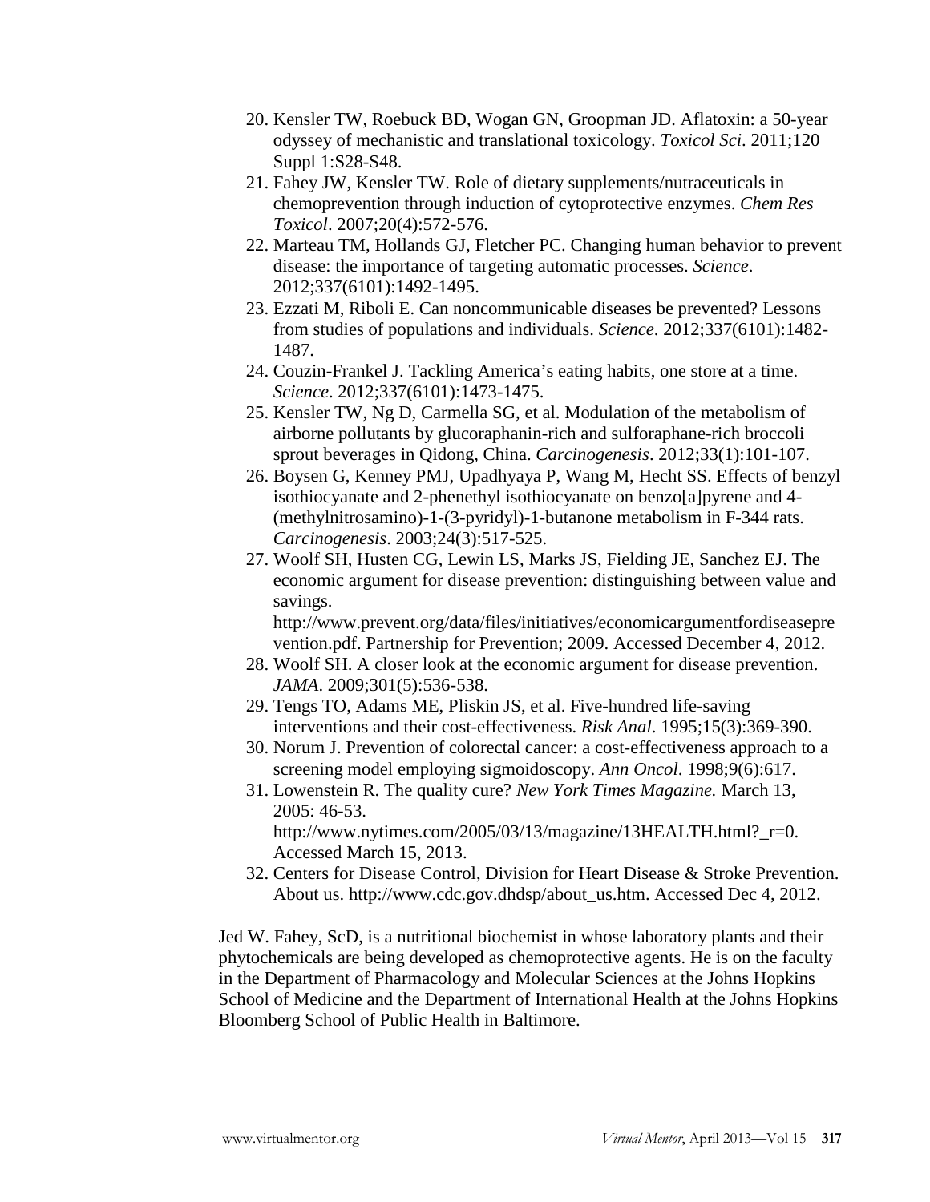20. Kensler TW, Roebuck BD, Wogan GN, Groopman JD. Aflatoxin: a 50-year odyssey of mechanistic and translational toxicology. *Toxicol Sci*. 2011;120 Suppl 1:S28-S48.
21. Fahey JW, Kensler TW. Role of dietary supplements/nutraceuticals in chemoprevention through induction of cytoprotective enzymes. *Chem Res Toxicol*. 2007;20(4):572-576.
22. Marteau TM, Hollands GJ, Fletcher PC. Changing human behavior to prevent disease: the importance of targeting automatic processes. *Science*. 2012;337(6101):1492-1495.
23. Ezzati M, Riboli E. Can noncommunicable diseases be prevented? Lessons from studies of populations and individuals. *Science*. 2012;337(6101):1482-1487.
24. Couzin-Frankel J. Tackling America's eating habits, one store at a time. *Science*. 2012;337(6101):1473-1475.
25. Kensler TW, Ng D, Carmella SG, et al. Modulation of the metabolism of airborne pollutants by glucoraphanin-rich and sulforaphane-rich broccoli sprout beverages in Qidong, China. *Carcinogenesis*. 2012;33(1):101-107.
26. Boysen G, Kenney PMJ, Upadhyaya P, Wang M, Hecht SS. Effects of benzyl isothiocyanate and 2-phenethyl isothiocyanate on benzo[a]pyrene and 4-(methylnitrosamino)-1-(3-pyridyl)-1-butanone metabolism in F-344 rats. *Carcinogenesis*. 2003;24(3):517-525.
27. Woolf SH, Husten CG, Lewin LS, Marks JS, Fielding JE, Sanchez EJ. The economic argument for disease prevention: distinguishing between value and savings. http://www.prevent.org/data/files/initiatives/economicargumentfordiseaseprevention.pdf. Partnership for Prevention; 2009. Accessed December 4, 2012.
28. Woolf SH. A closer look at the economic argument for disease prevention. *JAMA*. 2009;301(5):536-538.
29. Tengs TO, Adams ME, Pliskin JS, et al. Five-hundred life-saving interventions and their cost-effectiveness. *Risk Anal*. 1995;15(3):369-390.
30. Norum J. Prevention of colorectal cancer: a cost-effectiveness approach to a screening model employing sigmoidoscopy. *Ann Oncol*. 1998;9(6):617.
31. Lowenstein R. The quality cure? *New York Times Magazine.* March 13, 2005: 46-53. http://www.nytimes.com/2005/03/13/magazine/13HEALTH.html?_r=0. Accessed March 15, 2013.
32. Centers for Disease Control, Division for Heart Disease & Stroke Prevention. About us. http://www.cdc.gov.dhdsp/about_us.htm. Accessed Dec 4, 2012.

Jed W. Fahey, ScD, is a nutritional biochemist in whose laboratory plants and their phytochemicals are being developed as chemoprotective agents. He is on the faculty in the Department of Pharmacology and Molecular Sciences at the Johns Hopkins School of Medicine and the Department of International Health at the Johns Hopkins Bloomberg School of Public Health in Baltimore.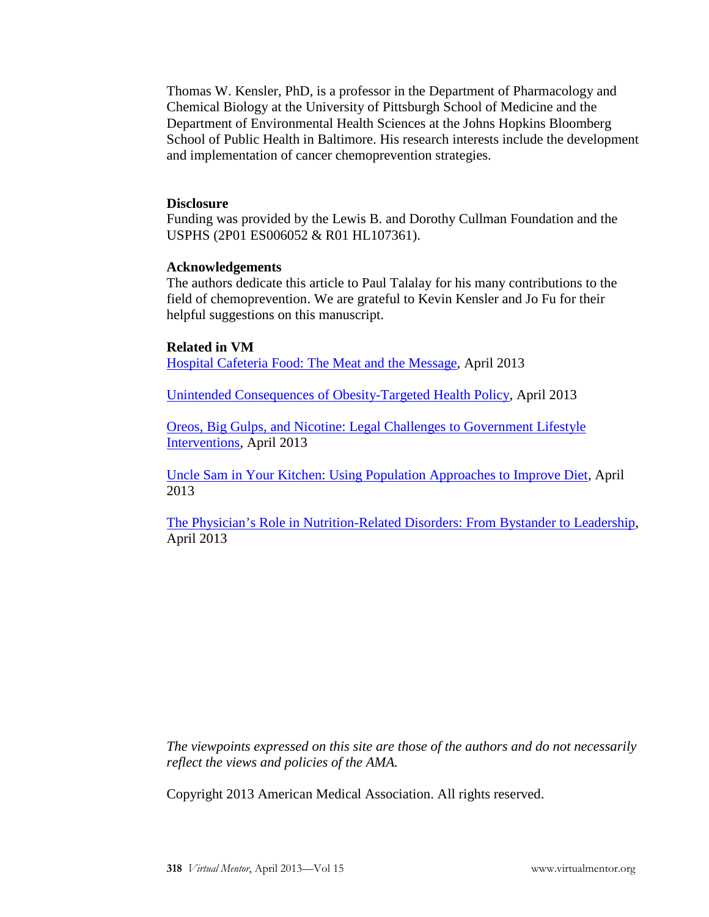Thomas W. Kensler, PhD, is a professor in the Department of Pharmacology and Chemical Biology at the University of Pittsburgh School of Medicine and the Department of Environmental Health Sciences at the Johns Hopkins Bloomberg School of Public Health in Baltimore. His research interests include the development and implementation of cancer chemoprevention strategies.

**Disclosure**
Funding was provided by the Lewis B. and Dorothy Cullman Foundation and the USPHS (2P01 ES006052 & R01 HL107361).

**Acknowledgements**
The authors dedicate this article to Paul Talalay for his many contributions to the field of chemoprevention. We are grateful to Kevin Kensler and Jo Fu for their helpful suggestions on this manuscript.

**Related in VM**

Hospital Cafeteria Food: The Meat and the Message, April 2013

Unintended Consequences of Obesity-Targeted Health Policy, April 2013

Oreos, Big Gulps, and Nicotine: Legal Challenges to Government Lifestyle Interventions, April 2013

Uncle Sam in Your Kitchen: Using Population Approaches to Improve Diet, April 2013

The Physician's Role in Nutrition-Related Disorders: From Bystander to Leadership, April 2013

*The viewpoints expressed on this site are those of the authors and do not necessarily reflect the views and policies of the AMA.*

Copyright 2013 American Medical Association. All rights reserved.